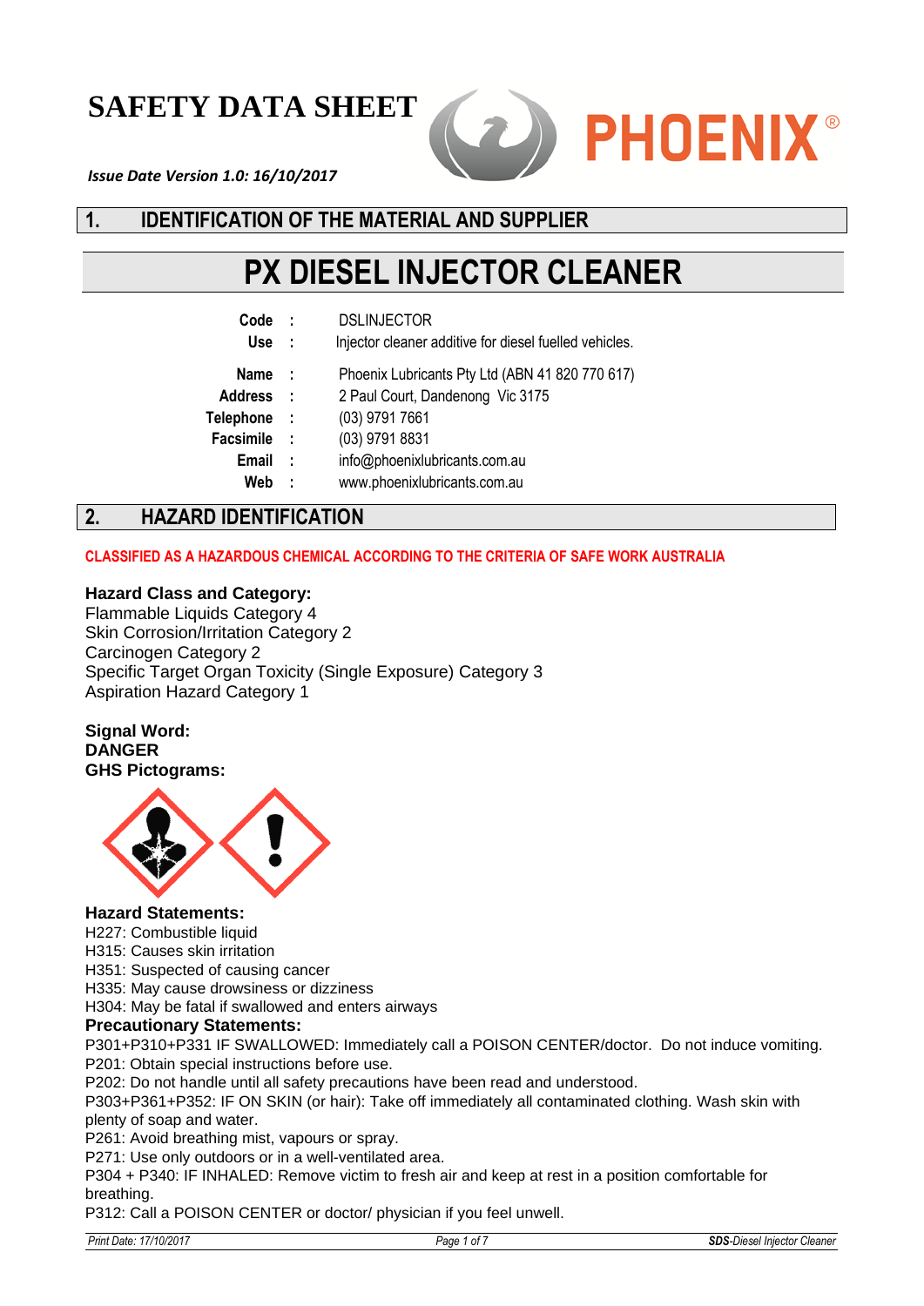# SAFETY DATA SHEET

PHOENIX®

*Issue Date Version 1.0: 16/10/2017*

## 1. IDENTIFICATION OF THE MATERIAL AND SUPPLIER

# PX DIESEL INJECTOR CLEANER

| | | |
|---|---|---|
| **Code** | : | DSLINJECTOR |
| **Use** | : | Injector cleaner additive for diesel fuelled vehicles. |
| **Name** | : | Phoenix Lubricants Pty Ltd (ABN 41 820 770 617) |
| **Address** | : | 2 Paul Court, Dandenong Vic 3175 |
| **Telephone** | : | (03) 9791 7661 |
| **Facsimile** | : | (03) 9791 8831 |
| **Email** | : | info@phoenixlubricants.com.au |
| **Web** | : | www.phoenixlubricants.com.au |

## 2. HAZARD IDENTIFICATION

**CLASSIFIED AS A HAZARDOUS CHEMICAL ACCORDING TO THE CRITERIA OF SAFE WORK AUSTRALIA**

**Hazard Class and Category:**
Flammable Liquids Category 4
Skin Corrosion/Irritation Category 2
Carcinogen Category 2
Specific Target Organ Toxicity (Single Exposure) Category 3
Aspiration Hazard Category 1

**Signal Word:**
**DANGER**
**GHS Pictograms:**

**Hazard Statements:**
H227: Combustible liquid
H315: Causes skin irritation
H351: Suspected of causing cancer
H335: May cause drowsiness or dizziness
H304: May be fatal if swallowed and enters airways

**Precautionary Statements:**
P301+P310+P331 IF SWALLOWED: Immediately call a POISON CENTER/doctor. Do not induce vomiting.
P201: Obtain special instructions before use.
P202: Do not handle until all safety precautions have been read and understood.
P303+P361+P352: IF ON SKIN (or hair): Take off immediately all contaminated clothing. Wash skin with plenty of soap and water.
P261: Avoid breathing mist, vapours or spray.
P271: Use only outdoors or in a well-ventilated area.
P304 + P340: IF INHALED: Remove victim to fresh air and keep at rest in a position comfortable for breathing.
P312: Call a POISON CENTER or doctor/ physician if you feel unwell.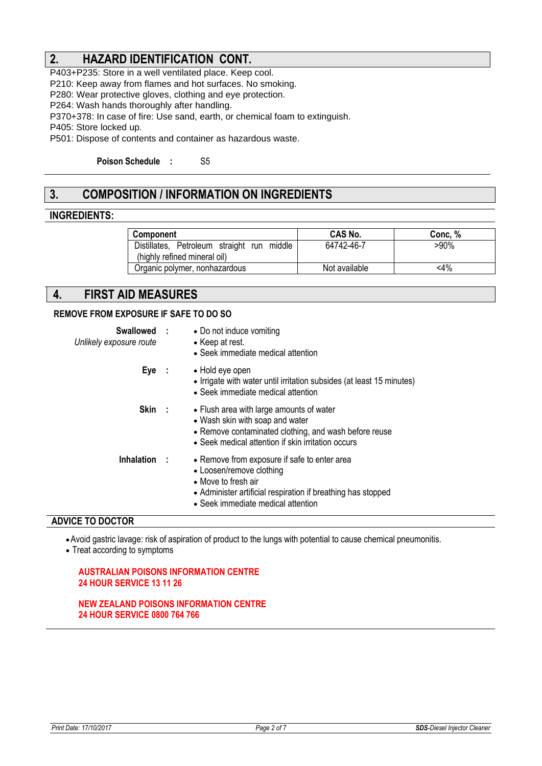## 2. HAZARD IDENTIFICATION CONT.

P403+P235: Store in a well ventilated place. Keep cool.
P210: Keep away from flames and hot surfaces. No smoking.
P280: Wear protective gloves, clothing and eye protection.
P264: Wash hands thoroughly after handling.
P370+378: In case of fire: Use sand, earth, or chemical foam to extinguish.
P405: Store locked up.
P501: Dispose of contents and container as hazardous waste.

**Poison Schedule :** S5

## 3. COMPOSITION / INFORMATION ON INGREDIENTS

### INGREDIENTS:

| Component | CAS No. | Conc, % |
|---|---|---|
| Distillates, Petroleum straight run middle (highly refined mineral oil) | 64742-46-7 | >90% |
| Organic polymer, nonhazardous | Not available | <4% |

## 4. FIRST AID MEASURES

### REMOVE FROM EXPOSURE IF SAFE TO DO SO

**Swallowed :**
*Unlikely exposure route*

- Do not induce vomiting
- Keep at rest.
- Seek immediate medical attention

**Eye :**

- Hold eye open
- Irrigate with water until irritation subsides (at least 15 minutes)
- Seek immediate medical attention

**Skin :**

- Flush area with large amounts of water
- Wash skin with soap and water
- Remove contaminated clothing, and wash before reuse
- Seek medical attention if skin irritation occurs

**Inhalation :**

- Remove from exposure if safe to enter area
- Loosen/remove clothing
- Move to fresh air
- Administer artificial respiration if breathing has stopped
- Seek immediate medical attention

### ADVICE TO DOCTOR

- Avoid gastric lavage: risk of aspiration of product to the lungs with potential to cause chemical pneumonitis.
- Treat according to symptoms

**AUSTRALIAN POISONS INFORMATION CENTRE**
**24 HOUR SERVICE 13 11 26**

**NEW ZEALAND POISONS INFORMATION CENTRE**
**24 HOUR SERVICE 0800 764 766**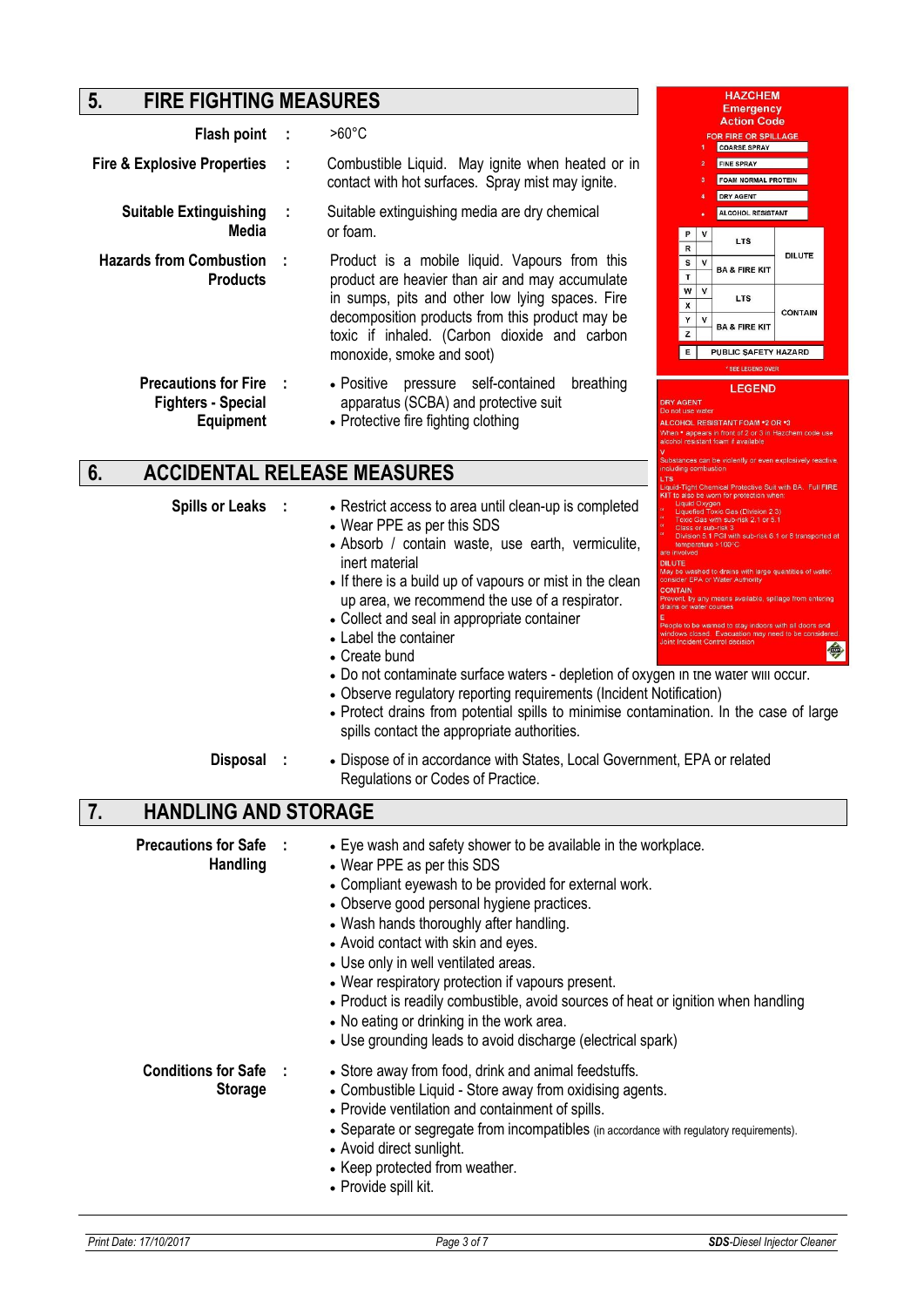## 5. FIRE FIGHTING MEASURES

**Flash point** : >60°C

**Fire & Explosive Properties** : Combustible Liquid. May ignite when heated or in contact with hot surfaces. Spray mist may ignite.

**Suitable Extinguishing Media** : Suitable extinguishing media are dry chemical or foam.

**Hazards from Combustion Products** : Product is a mobile liquid. Vapours from this product are heavier than air and may accumulate in sumps, pits and other low lying spaces. Fire decomposition products from this product may be toxic if inhaled. (Carbon dioxide and carbon monoxide, smoke and soot)

**Precautions for Fire Fighters - Special Equipment** :
- Positive pressure self-contained breathing apparatus (SCBA) and protective suit
- Protective fire fighting clothing

**HAZCHEM Emergency Action Code**

FOR FIRE OR SPILLAGE

| | |
|---|---|
| 1 | COARSE SPRAY |
| 2 | FINE SPRAY |
| 3 | FOAM NORMAL PROTEIN |
| 4 | DRY AGENT |
| • | ALCOHOL RESISTANT |

| | | | |
|---|---|---|---|
| P | V | LTS | DILUTE |
| R | | | |
| S | V | BA & FIRE KIT | |
| T | | | |
| W | V | LTS | CONTAIN |
| X | | | |
| Y | V | BA & FIRE KIT | |
| Z | | | |
| E | PUBLIC SAFETY HAZARD | | |

* SEE LEGEND OVER

**LEGEND**

DRY AGENT
Do not use water

ALCOHOL RESISTANT FOAM •2 OR •3
When • appears in front of 2 or 3 in Hazchem code use alcohol resistant foam if available

V
Substances can be violently or even explosively reactive including combustion

LTS
Liquid-Tight Chemical Protective Suit with BA. Full FIRE KIT to also be worn for protection when:
- Liquid Oxygen
- Liquefied Toxic Gas (Division 2.3)
- Toxic Gas with sub-risk 2.1 or 5.1
- Class or sub-risk 3
- Division 6.1 PGI with sub-risk 6.1 or 8 transported at temperature >100°C

are involved

DILUTE
May be washed to drains with large quantities of water consider EPA or Water Authority

CONTAIN
Prevent, by any means available, spillage from entering drains or water courses

E
People to be warned to stay indoors with all doors and windows closed. Evacuation may need to be considered. Joint Incident Control decision

## 6. ACCIDENTAL RELEASE MEASURES

**Spills or Leaks** :
- Restrict access to area until clean-up is completed
- Wear PPE as per this SDS
- Absorb / contain waste, use earth, vermiculite, inert material
- If there is a build up of vapours or mist in the clean up area, we recommend the use of a respirator.
- Collect and seal in appropriate container
- Label the container
- Create bund
- Do not contaminate surface waters - depletion of oxygen in the water will occur.
- Observe regulatory reporting requirements (Incident Notification)
- Protect drains from potential spills to minimise contamination. In the case of large spills contact the appropriate authorities.

**Disposal** :
- Dispose of in accordance with States, Local Government, EPA or related Regulations or Codes of Practice.

## 7. HANDLING AND STORAGE

**Precautions for Safe Handling** :
- Eye wash and safety shower to be available in the workplace.
- Wear PPE as per this SDS
- Compliant eyewash to be provided for external work.
- Observe good personal hygiene practices.
- Wash hands thoroughly after handling.
- Avoid contact with skin and eyes.
- Use only in well ventilated areas.
- Wear respiratory protection if vapours present.
- Product is readily combustible, avoid sources of heat or ignition when handling
- No eating or drinking in the work area.
- Use grounding leads to avoid discharge (electrical spark)

**Conditions for Safe Storage** :
- Store away from food, drink and animal feedstuffs.
- Combustible Liquid - Store away from oxidising agents.
- Provide ventilation and containment of spills.
- Separate or segregate from incompatibles (in accordance with regulatory requirements).
- Avoid direct sunlight.
- Keep protected from weather.
- Provide spill kit.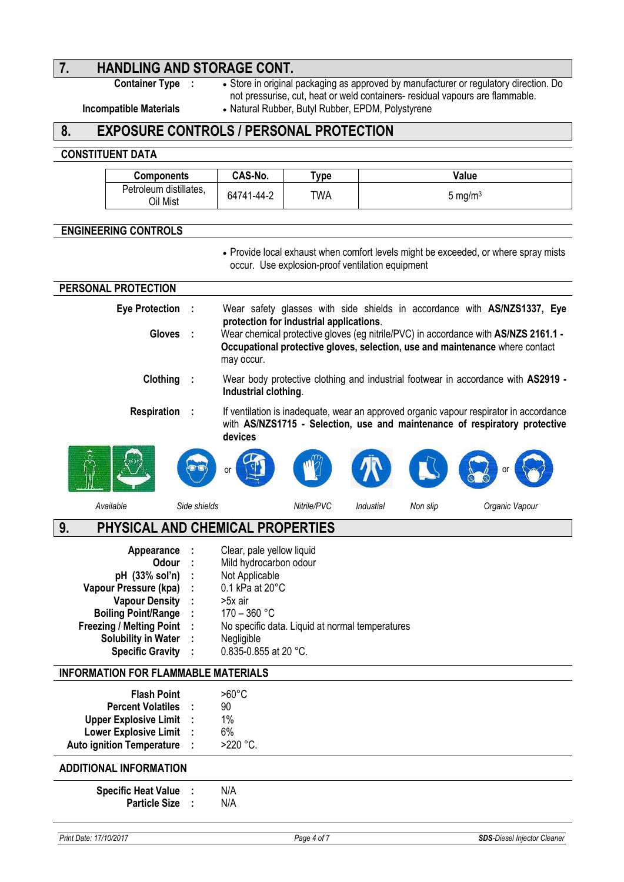## 7. HANDLING AND STORAGE CONT.

**Container Type** : 
- Store in original packaging as approved by manufacturer or regulatory direction. Do not pressurise, cut, heat or weld containers- residual vapours are flammable.

**Incompatible Materials**
- Natural Rubber, Butyl Rubber, EPDM, Polystyrene

## 8. EXPOSURE CONTROLS / PERSONAL PROTECTION

### CONSTITUENT DATA

| Components | CAS-No. | Type | Value |
|---|---|---|---|
| Petroleum distillates, Oil Mist | 64741-44-2 | TWA | 5 mg/m$^3$ |

### ENGINEERING CONTROLS

- Provide local exhaust when comfort levels might be exceeded, or where spray mists occur. Use explosion-proof ventilation equipment

### PERSONAL PROTECTION

**Eye Protection** : Wear safety glasses with side shields in accordance with **AS/NZS1337, Eye protection for industrial applications**.

**Gloves** : Wear chemical protective gloves (eg nitrile/PVC) in accordance with **AS/NZS 2161.1 - Occupational protective gloves, selection, use and maintenance** where contact may occur.

**Clothing** : Wear body protective clothing and industrial footwear in accordance with **AS2919 - Industrial clothing**.

**Respiration** : If ventilation is inadequate, wear an approved organic vapour respirator in accordance with **AS/NZS1715 - Selection, use and maintenance of respiratory protective devices**

*Available* — *Side shields* or — *Nitrile/PVC* — *Indusial* — *Non slip* — *Organic Vapour* or

## 9. PHYSICAL AND CHEMICAL PROPERTIES

**Appearance** : Clear, pale yellow liquid
**Odour** : Mild hydrocarbon odour
**pH (33% sol'n)** : Not Applicable
**Vapour Pressure (kpa)** : 0.1 kPa at 20°C
**Vapour Density** : >5x air
**Boiling Point/Range** : 170 – 360 °C
**Freezing / Melting Point** : No specific data. Liquid at normal temperatures
**Solubility in Water** : Negligible
**Specific Gravity** : 0.835-0.855 at 20 °C.

### INFORMATION FOR FLAMMABLE MATERIALS

**Flash Point** >60°C
**Percent Volatiles** : 90
**Upper Explosive Limit** : 1%
**Lower Explosive Limit** : 6%
**Auto ignition Temperature** : >220 °C.

### ADDITIONAL INFORMATION

**Specific Heat Value** : N/A
**Particle Size** : N/A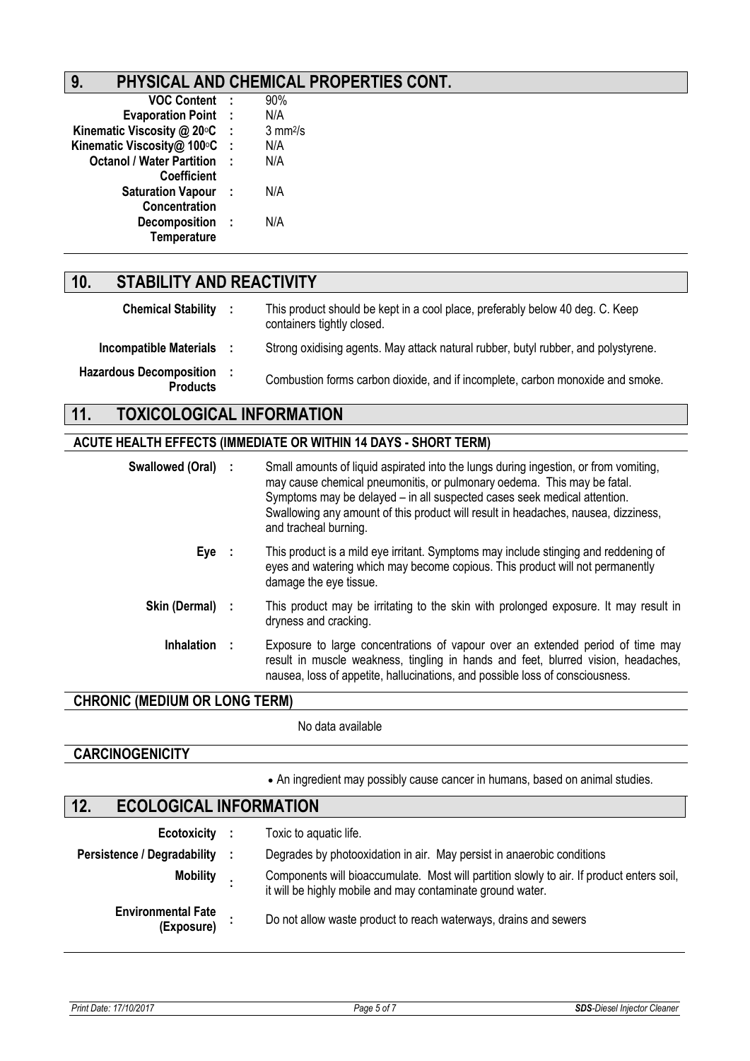## 9. PHYSICAL AND CHEMICAL PROPERTIES CONT.

| | | |
|---|---|---|
| **VOC Content** | : | 90% |
| **Evaporation Point** | : | N/A |
| **Kinematic Viscosity @ 20°C** | : | 3 $mm^2/s$ |
| **Kinematic Viscosity@ 100°C** | : | N/A |
| **Octanol / Water Partition Coefficient** | : | N/A |
| **Saturation Vapour Concentration** | : | N/A |
| **Decomposition Temperature** | : | N/A |

## 10. STABILITY AND REACTIVITY

| | | |
|---|---|---|
| **Chemical Stability** | : | This product should be kept in a cool place, preferably below 40 deg. C. Keep containers tightly closed. |
| **Incompatible Materials** | : | Strong oxidising agents. May attack natural rubber, butyl rubber, and polystyrene. |
| **Hazardous Decomposition Products** | : | Combustion forms carbon dioxide, and if incomplete, carbon monoxide and smoke. |

## 11. TOXICOLOGICAL INFORMATION

### ACUTE HEALTH EFFECTS (IMMEDIATE OR WITHIN 14 DAYS - SHORT TERM)

| | | |
|---|---|---|
| **Swallowed (Oral)** | : | Small amounts of liquid aspirated into the lungs during ingestion, or from vomiting, may cause chemical pneumonitis, or pulmonary oedema. This may be fatal. Symptoms may be delayed – in all suspected cases seek medical attention. Swallowing any amount of this product will result in headaches, nausea, dizziness, and tracheal burning. |
| **Eye** | : | This product is a mild eye irritant. Symptoms may include stinging and reddening of eyes and watering which may become copious. This product will not permanently damage the eye tissue. |
| **Skin (Dermal)** | : | This product may be irritating to the skin with prolonged exposure. It may result in dryness and cracking. |
| **Inhalation** | : | Exposure to large concentrations of vapour over an extended period of time may result in muscle weakness, tingling in hands and feet, blurred vision, headaches, nausea, loss of appetite, hallucinations, and possible loss of consciousness. |

### CHRONIC (MEDIUM OR LONG TERM)

No data available

### CARCINOGENICITY

- An ingredient may possibly cause cancer in humans, based on animal studies.

## 12. ECOLOGICAL INFORMATION

| | | |
|---|---|---|
| **Ecotoxicity** | : | Toxic to aquatic life. |
| **Persistence / Degradability** | : | Degrades by photooxidation in air. May persist in anaerobic conditions |
| **Mobility** | : | Components will bioaccumulate. Most will partition slowly to air. If product enters soil, it will be highly mobile and may contaminate ground water. |
| **Environmental Fate (Exposure)** | : | Do not allow waste product to reach waterways, drains and sewers |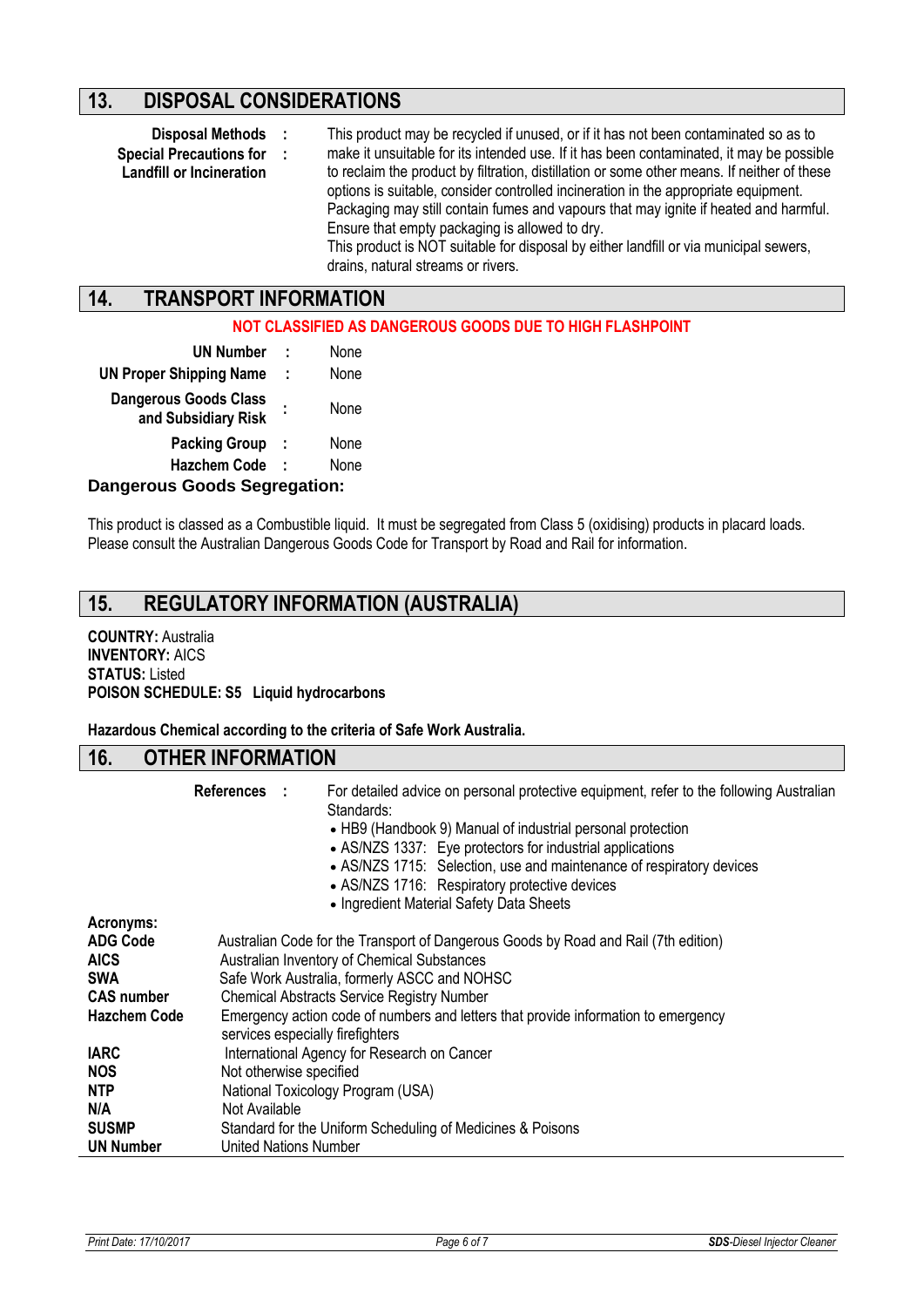## 13. DISPOSAL CONSIDERATIONS

**Disposal Methods :**
**Special Precautions for Landfill or Incineration :**

This product may be recycled if unused, or if it has not been contaminated so as to make it unsuitable for its intended use. If it has been contaminated, it may be possible to reclaim the product by filtration, distillation or some other means. If neither of these options is suitable, consider controlled incineration in the appropriate equipment. Packaging may still contain fumes and vapours that may ignite if heated and harmful. Ensure that empty packaging is allowed to dry.
This product is NOT suitable for disposal by either landfill or via municipal sewers, drains, natural streams or rivers.

## 14. TRANSPORT INFORMATION

**NOT CLASSIFIED AS DANGEROUS GOODS DUE TO HIGH FLASHPOINT**

| | |
|---|---|
| **UN Number** | None |
| **UN Proper Shipping Name** | None |
| **Dangerous Goods Class and Subsidiary Risk** | None |
| **Packing Group** | None |
| **Hazchem Code** | None |

**Dangerous Goods Segregation:**

This product is classed as a Combustible liquid. It must be segregated from Class 5 (oxidising) products in placard loads. Please consult the Australian Dangerous Goods Code for Transport by Road and Rail for information.

## 15. REGULATORY INFORMATION (AUSTRALIA)

**COUNTRY:** Australia
**INVENTORY:** AICS
**STATUS:** Listed
**POISON SCHEDULE: S5 Liquid hydrocarbons**

**Hazardous Chemical according to the criteria of Safe Work Australia.**

## 16. OTHER INFORMATION

**References :** For detailed advice on personal protective equipment, refer to the following Australian Standards:

- HB9 (Handbook 9) Manual of industrial personal protection
- AS/NZS 1337: Eye protectors for industrial applications
- AS/NZS 1715: Selection, use and maintenance of respiratory devices
- AS/NZS 1716: Respiratory protective devices
- Ingredient Material Safety Data Sheets

**Acronyms:**

| | |
|---|---|
| **ADG Code** | Australian Code for the Transport of Dangerous Goods by Road and Rail (7th edition) |
| **AICS** | Australian Inventory of Chemical Substances |
| **SWA** | Safe Work Australia, formerly ASCC and NOHSC |
| **CAS number** | Chemical Abstracts Service Registry Number |
| **Hazchem Code** | Emergency action code of numbers and letters that provide information to emergency services especially firefighters |
| **IARC** | International Agency for Research on Cancer |
| **NOS** | Not otherwise specified |
| **NTP** | National Toxicology Program (USA) |
| **N/A** | Not Available |
| **SUSMP** | Standard for the Uniform Scheduling of Medicines & Poisons |
| **UN Number** | United Nations Number |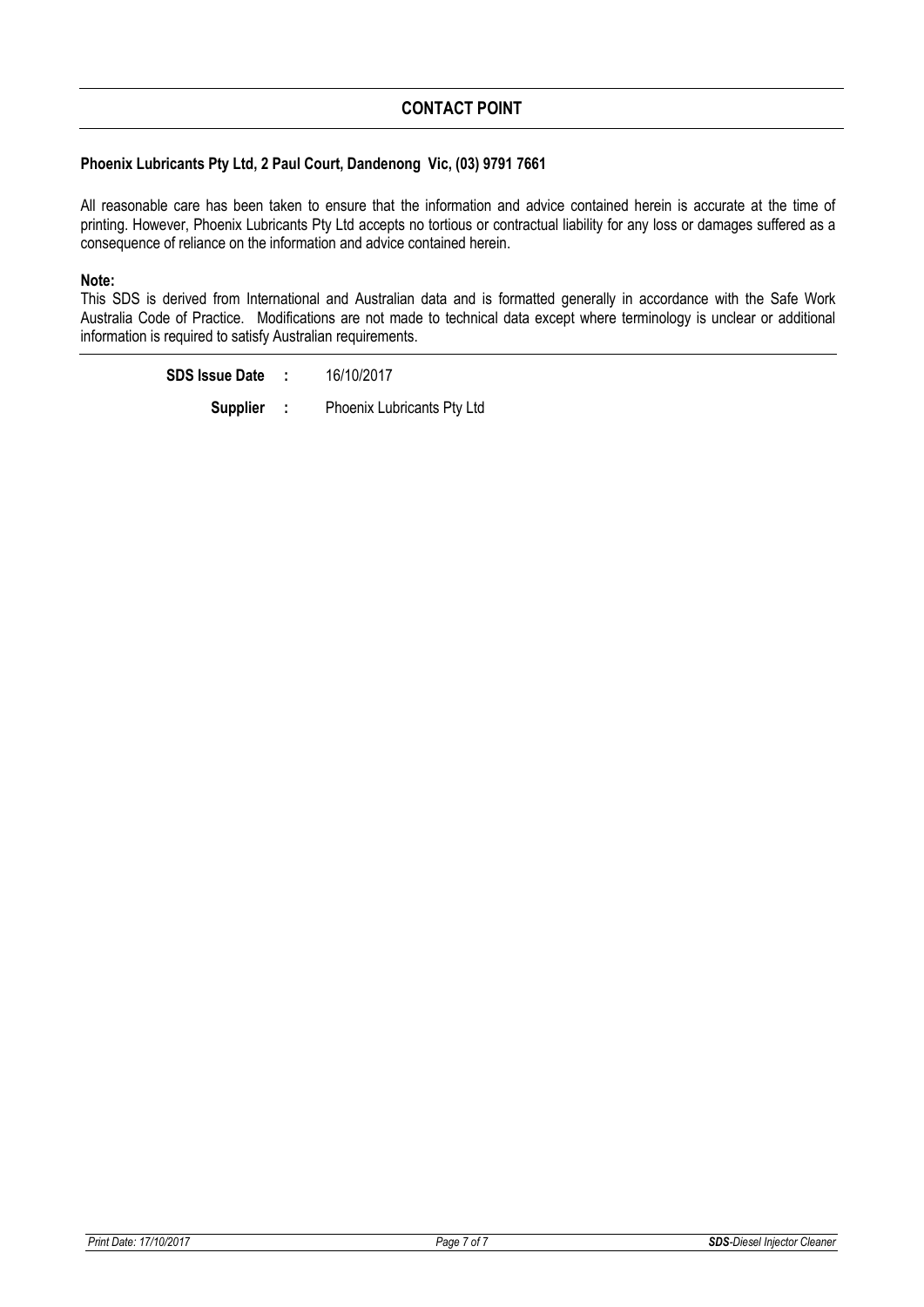## CONTACT POINT

**Phoenix Lubricants Pty Ltd, 2 Paul Court, Dandenong Vic, (03) 9791 7661**

All reasonable care has been taken to ensure that the information and advice contained herein is accurate at the time of printing. However, Phoenix Lubricants Pty Ltd accepts no tortious or contractual liability for any loss or damages suffered as a consequence of reliance on the information and advice contained herein.

**Note:**
This SDS is derived from International and Australian data and is formatted generally in accordance with the Safe Work Australia Code of Practice. Modifications are not made to technical data except where terminology is unclear or additional information is required to satisfy Australian requirements.

**SDS Issue Date :** 16/10/2017

**Supplier :** Phoenix Lubricants Pty Ltd